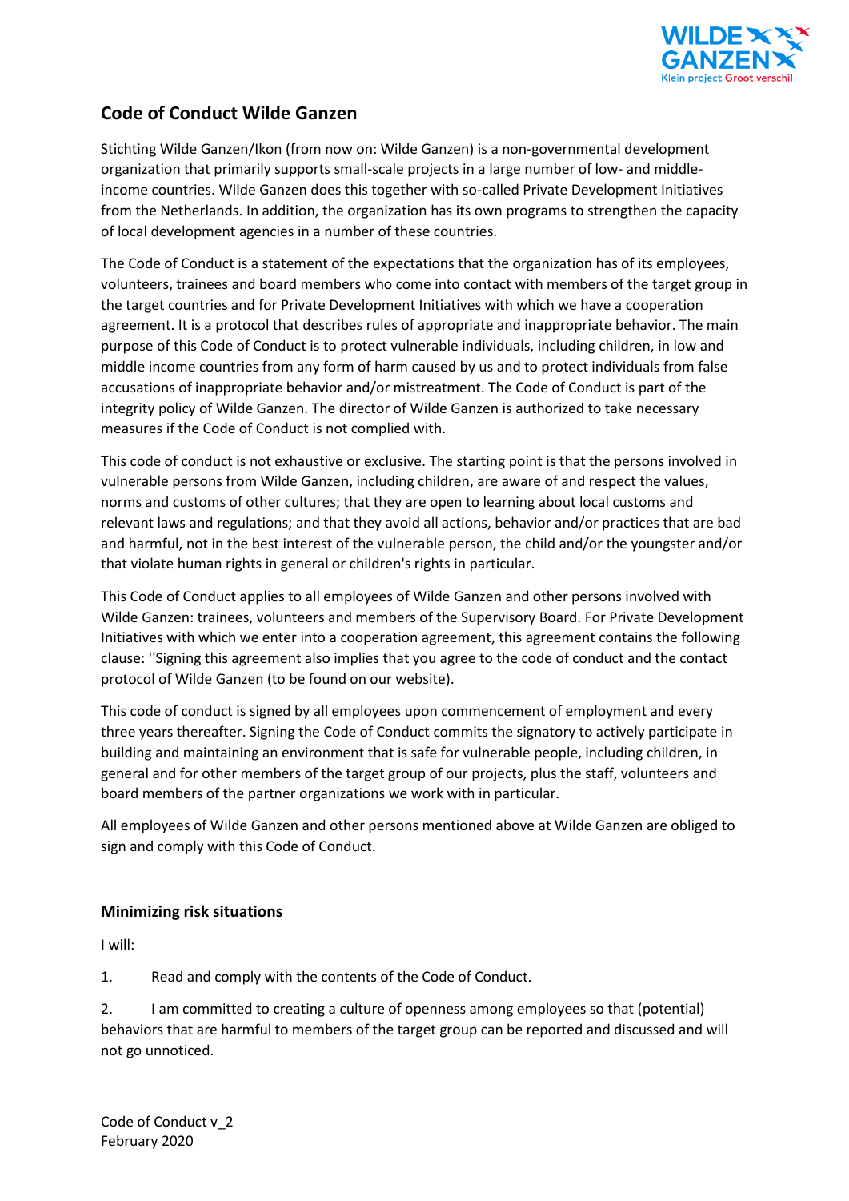# Code of Conduct Wilde Ganzen

Stichting Wilde Ganzen/Ikon (from now on: Wilde Ganzen) is a non-governmental development organization that primarily supports small-scale projects in a large number of low- and middle-income countries. Wilde Ganzen does this together with so-called Private Development Initiatives from the Netherlands. In addition, the organization has its own programs to strengthen the capacity of local development agencies in a number of these countries.

The Code of Conduct is a statement of the expectations that the organization has of its employees, volunteers, trainees and board members who come into contact with members of the target group in the target countries and for Private Development Initiatives with which we have a cooperation agreement. It is a protocol that describes rules of appropriate and inappropriate behavior. The main purpose of this Code of Conduct is to protect vulnerable individuals, including children, in low and middle income countries from any form of harm caused by us and to protect individuals from false accusations of inappropriate behavior and/or mistreatment. The Code of Conduct is part of the integrity policy of Wilde Ganzen. The director of Wilde Ganzen is authorized to take necessary measures if the Code of Conduct is not complied with.

This code of conduct is not exhaustive or exclusive. The starting point is that the persons involved in vulnerable persons from Wilde Ganzen, including children, are aware of and respect the values, norms and customs of other cultures; that they are open to learning about local customs and relevant laws and regulations; and that they avoid all actions, behavior and/or practices that are bad and harmful, not in the best interest of the vulnerable person, the child and/or the youngster and/or that violate human rights in general or children's rights in particular.

This Code of Conduct applies to all employees of Wilde Ganzen and other persons involved with Wilde Ganzen: trainees, volunteers and members of the Supervisory Board. For Private Development Initiatives with which we enter into a cooperation agreement, this agreement contains the following clause: ''Signing this agreement also implies that you agree to the code of conduct and the contact protocol of Wilde Ganzen (to be found on our website).

This code of conduct is signed by all employees upon commencement of employment and every three years thereafter. Signing the Code of Conduct commits the signatory to actively participate in building and maintaining an environment that is safe for vulnerable people, including children, in general and for other members of the target group of our projects, plus the staff, volunteers and board members of the partner organizations we work with in particular.

All employees of Wilde Ganzen and other persons mentioned above at Wilde Ganzen are obliged to sign and comply with this Code of Conduct.

### Minimizing risk situations

I will:

1. Read and comply with the contents of the Code of Conduct.
2. I am committed to creating a culture of openness among employees so that (potential) behaviors that are harmful to members of the target group can be reported and discussed and will not go unnoticed.

Code of Conduct v_2
February 2020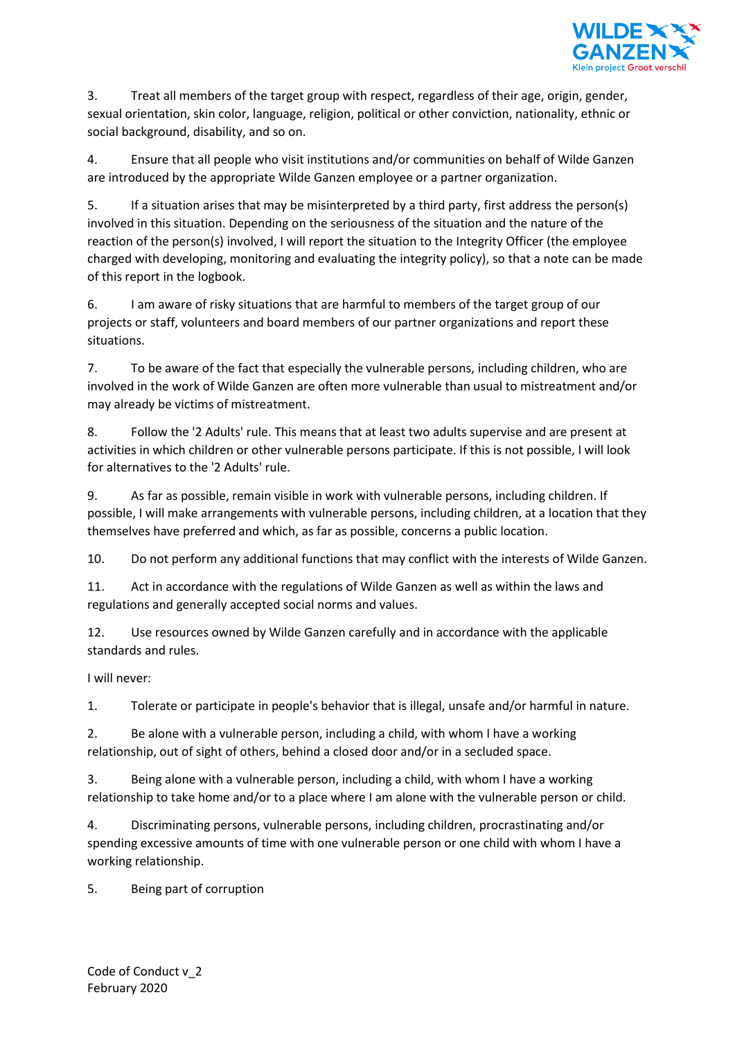3. Treat all members of the target group with respect, regardless of their age, origin, gender, sexual orientation, skin color, language, religion, political or other conviction, nationality, ethnic or social background, disability, and so on.

4. Ensure that all people who visit institutions and/or communities on behalf of Wilde Ganzen are introduced by the appropriate Wilde Ganzen employee or a partner organization.

5. If a situation arises that may be misinterpreted by a third party, first address the person(s) involved in this situation. Depending on the seriousness of the situation and the nature of the reaction of the person(s) involved, I will report the situation to the Integrity Officer (the employee charged with developing, monitoring and evaluating the integrity policy), so that a note can be made of this report in the logbook.

6. I am aware of risky situations that are harmful to members of the target group of our projects or staff, volunteers and board members of our partner organizations and report these situations.

7. To be aware of the fact that especially the vulnerable persons, including children, who are involved in the work of Wilde Ganzen are often more vulnerable than usual to mistreatment and/or may already be victims of mistreatment.

8. Follow the '2 Adults' rule. This means that at least two adults supervise and are present at activities in which children or other vulnerable persons participate. If this is not possible, I will look for alternatives to the '2 Adults' rule.

9. As far as possible, remain visible in work with vulnerable persons, including children. If possible, I will make arrangements with vulnerable persons, including children, at a location that they themselves have preferred and which, as far as possible, concerns a public location.

10. Do not perform any additional functions that may conflict with the interests of Wilde Ganzen.

11. Act in accordance with the regulations of Wilde Ganzen as well as within the laws and regulations and generally accepted social norms and values.

12. Use resources owned by Wilde Ganzen carefully and in accordance with the applicable standards and rules.

I will never:

1. Tolerate or participate in people's behavior that is illegal, unsafe and/or harmful in nature.

2. Be alone with a vulnerable person, including a child, with whom I have a working relationship, out of sight of others, behind a closed door and/or in a secluded space.

3. Being alone with a vulnerable person, including a child, with whom I have a working relationship to take home and/or to a place where I am alone with the vulnerable person or child.

4. Discriminating persons, vulnerable persons, including children, procrastinating and/or spending excessive amounts of time with one vulnerable person or one child with whom I have a working relationship.

5. Being part of corruption

Code of Conduct v_2
February 2020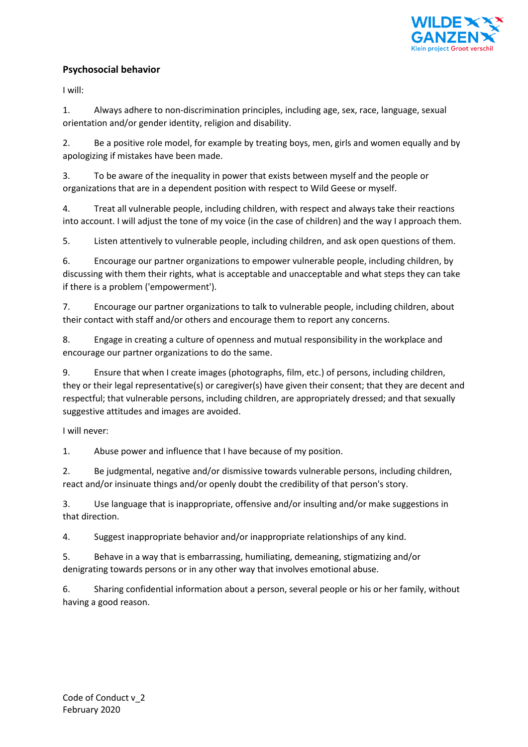**Psychosocial behavior**

I will:

1. Always adhere to non-discrimination principles, including age, sex, race, language, sexual orientation and/or gender identity, religion and disability.

2. Be a positive role model, for example by treating boys, men, girls and women equally and by apologizing if mistakes have been made.

3. To be aware of the inequality in power that exists between myself and the people or organizations that are in a dependent position with respect to Wild Geese or myself.

4. Treat all vulnerable people, including children, with respect and always take their reactions into account. I will adjust the tone of my voice (in the case of children) and the way I approach them.

5. Listen attentively to vulnerable people, including children, and ask open questions of them.

6. Encourage our partner organizations to empower vulnerable people, including children, by discussing with them their rights, what is acceptable and unacceptable and what steps they can take if there is a problem ('empowerment').

7. Encourage our partner organizations to talk to vulnerable people, including children, about their contact with staff and/or others and encourage them to report any concerns.

8. Engage in creating a culture of openness and mutual responsibility in the workplace and encourage our partner organizations to do the same.

9. Ensure that when I create images (photographs, film, etc.) of persons, including children, they or their legal representative(s) or caregiver(s) have given their consent; that they are decent and respectful; that vulnerable persons, including children, are appropriately dressed; and that sexually suggestive attitudes and images are avoided.

I will never:

1. Abuse power and influence that I have because of my position.

2. Be judgmental, negative and/or dismissive towards vulnerable persons, including children, react and/or insinuate things and/or openly doubt the credibility of that person's story.

3. Use language that is inappropriate, offensive and/or insulting and/or make suggestions in that direction.

4. Suggest inappropriate behavior and/or inappropriate relationships of any kind.

5. Behave in a way that is embarrassing, humiliating, demeaning, stigmatizing and/or denigrating towards persons or in any other way that involves emotional abuse.

6. Sharing confidential information about a person, several people or his or her family, without having a good reason.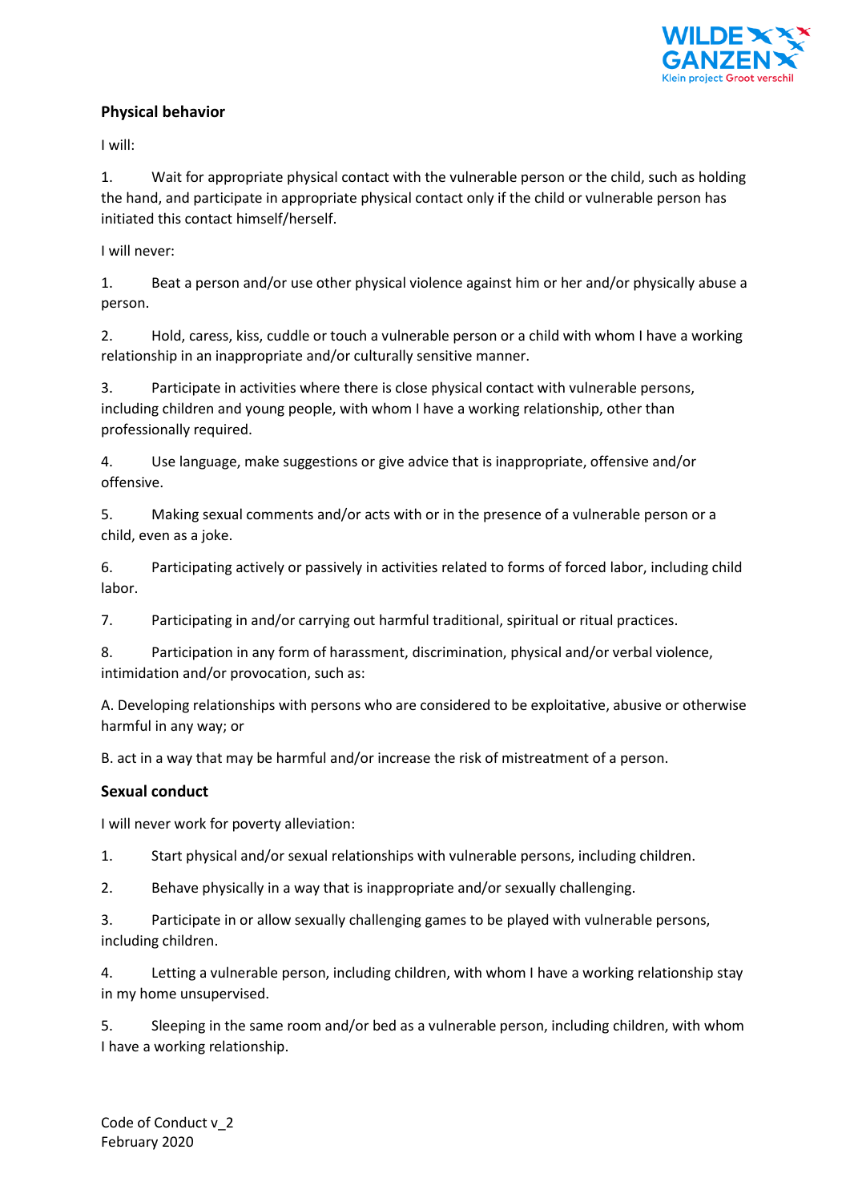## Physical behavior

I will:

1. Wait for appropriate physical contact with the vulnerable person or the child, such as holding the hand, and participate in appropriate physical contact only if the child or vulnerable person has initiated this contact himself/herself.

I will never:

1. Beat a person and/or use other physical violence against him or her and/or physically abuse a person.
2. Hold, caress, kiss, cuddle or touch a vulnerable person or a child with whom I have a working relationship in an inappropriate and/or culturally sensitive manner.
3. Participate in activities where there is close physical contact with vulnerable persons, including children and young people, with whom I have a working relationship, other than professionally required.
4. Use language, make suggestions or give advice that is inappropriate, offensive and/or offensive.
5. Making sexual comments and/or acts with or in the presence of a vulnerable person or a child, even as a joke.
6. Participating actively or passively in activities related to forms of forced labor, including child labor.
7. Participating in and/or carrying out harmful traditional, spiritual or ritual practices.
8. Participation in any form of harassment, discrimination, physical and/or verbal violence, intimidation and/or provocation, such as:

A. Developing relationships with persons who are considered to be exploitative, abusive or otherwise harmful in any way; or

B. act in a way that may be harmful and/or increase the risk of mistreatment of a person.

## Sexual conduct

I will never work for poverty alleviation:

1. Start physical and/or sexual relationships with vulnerable persons, including children.
2. Behave physically in a way that is inappropriate and/or sexually challenging.
3. Participate in or allow sexually challenging games to be played with vulnerable persons, including children.
4. Letting a vulnerable person, including children, with whom I have a working relationship stay in my home unsupervised.
5. Sleeping in the same room and/or bed as a vulnerable person, including children, with whom I have a working relationship.

Code of Conduct v_2
February 2020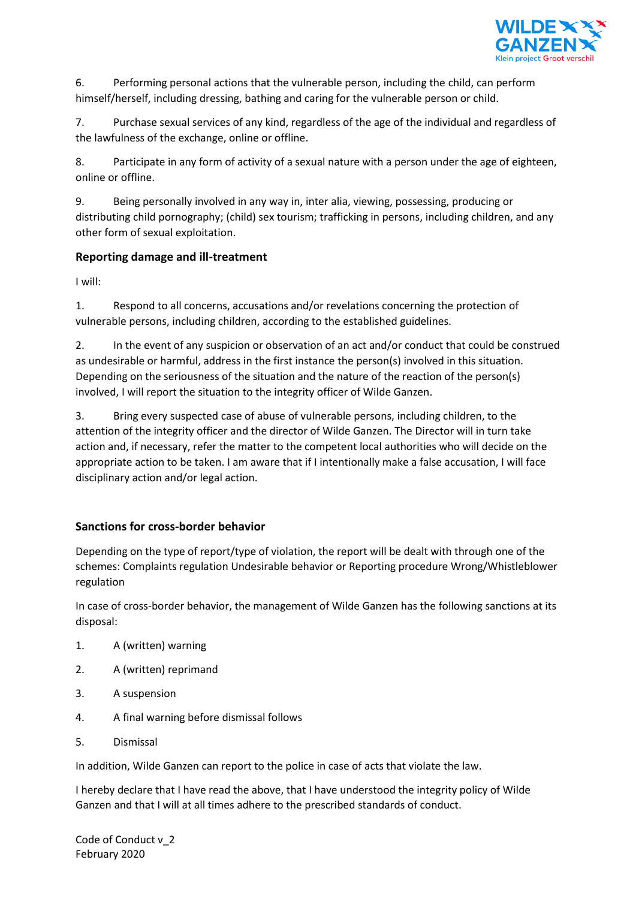6. Performing personal actions that the vulnerable person, including the child, can perform himself/herself, including dressing, bathing and caring for the vulnerable person or child.

7. Purchase sexual services of any kind, regardless of the age of the individual and regardless of the lawfulness of the exchange, online or offline.

8. Participate in any form of activity of a sexual nature with a person under the age of eighteen, online or offline.

9. Being personally involved in any way in, inter alia, viewing, possessing, producing or distributing child pornography; (child) sex tourism; trafficking in persons, including children, and any other form of sexual exploitation.

### Reporting damage and ill-treatment

I will:

1. Respond to all concerns, accusations and/or revelations concerning the protection of vulnerable persons, including children, according to the established guidelines.

2. In the event of any suspicion or observation of an act and/or conduct that could be construed as undesirable or harmful, address in the first instance the person(s) involved in this situation. Depending on the seriousness of the situation and the nature of the reaction of the person(s) involved, I will report the situation to the integrity officer of Wilde Ganzen.

3. Bring every suspected case of abuse of vulnerable persons, including children, to the attention of the integrity officer and the director of Wilde Ganzen. The Director will in turn take action and, if necessary, refer the matter to the competent local authorities who will decide on the appropriate action to be taken. I am aware that if I intentionally make a false accusation, I will face disciplinary action and/or legal action.

### Sanctions for cross-border behavior

Depending on the type of report/type of violation, the report will be dealt with through one of the schemes: Complaints regulation Undesirable behavior or Reporting procedure Wrong/Whistleblower regulation

In case of cross-border behavior, the management of Wilde Ganzen has the following sanctions at its disposal:

1. A (written) warning
2. A (written) reprimand
3. A suspension
4. A final warning before dismissal follows
5. Dismissal

In addition, Wilde Ganzen can report to the police in case of acts that violate the law.

I hereby declare that I have read the above, that I have understood the integrity policy of Wilde Ganzen and that I will at all times adhere to the prescribed standards of conduct.

Code of Conduct v_2
February 2020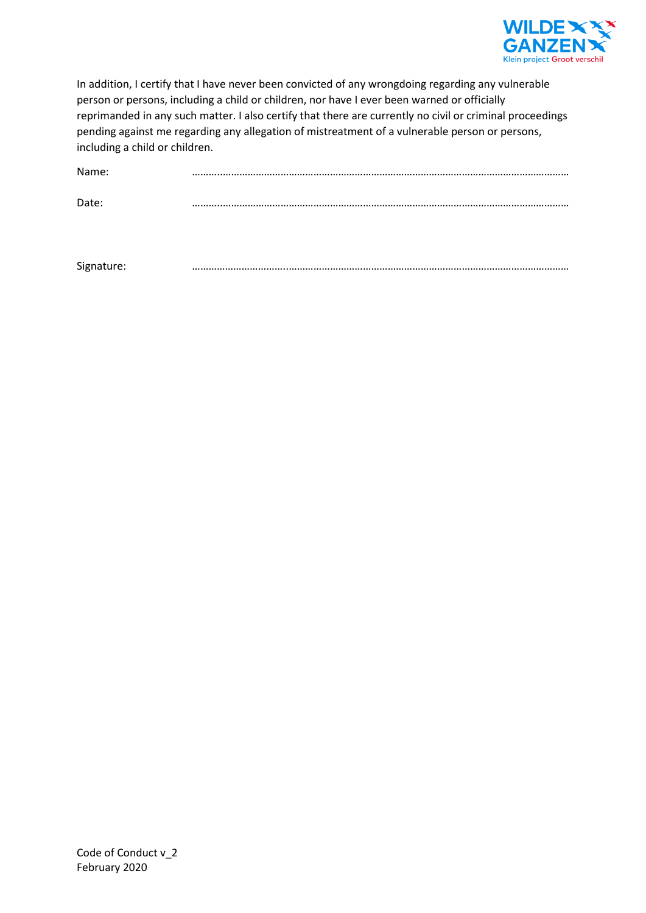In addition, I certify that I have never been convicted of any wrongdoing regarding any vulnerable person or persons, including a child or children, nor have I ever been warned or officially reprimanded in any such matter. I also certify that there are currently no civil or criminal proceedings pending against me regarding any allegation of mistreatment of a vulnerable person or persons, including a child or children.

Name: ……………………………………………………………………………………………………………………

Date: ……………………………………………………………………………………………………………………

Signature: ……………………………………………………………………………………………………………………